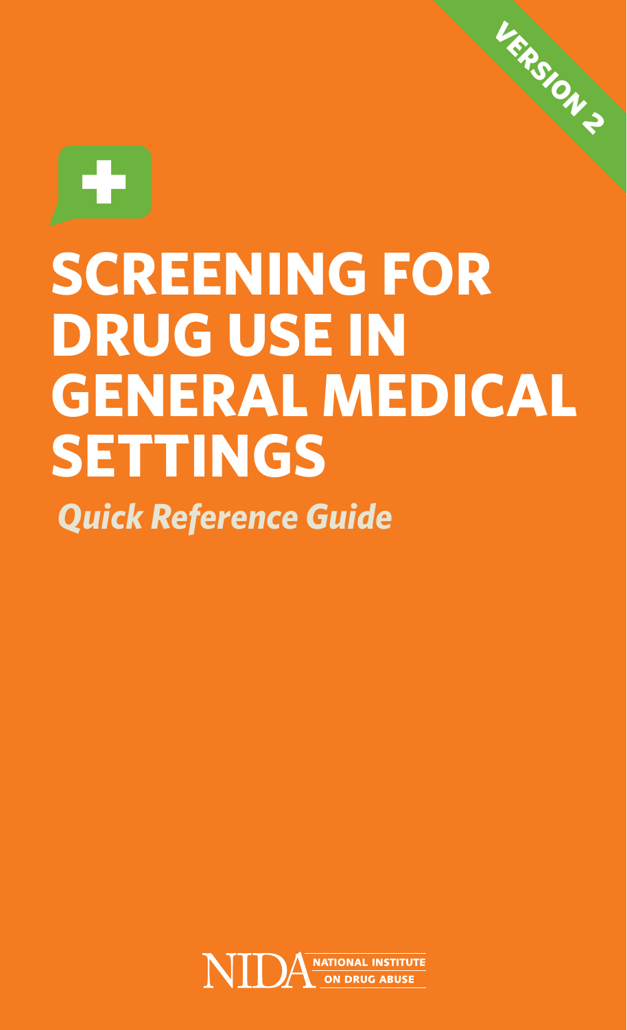VERSION 2

# SCREENING FOR DRUG USE IN GENERAL MEDICAL SETTINGS

*Quick Reference Guide*

NIDA NATIONAL INSTITUTE ON DRUG ABUSE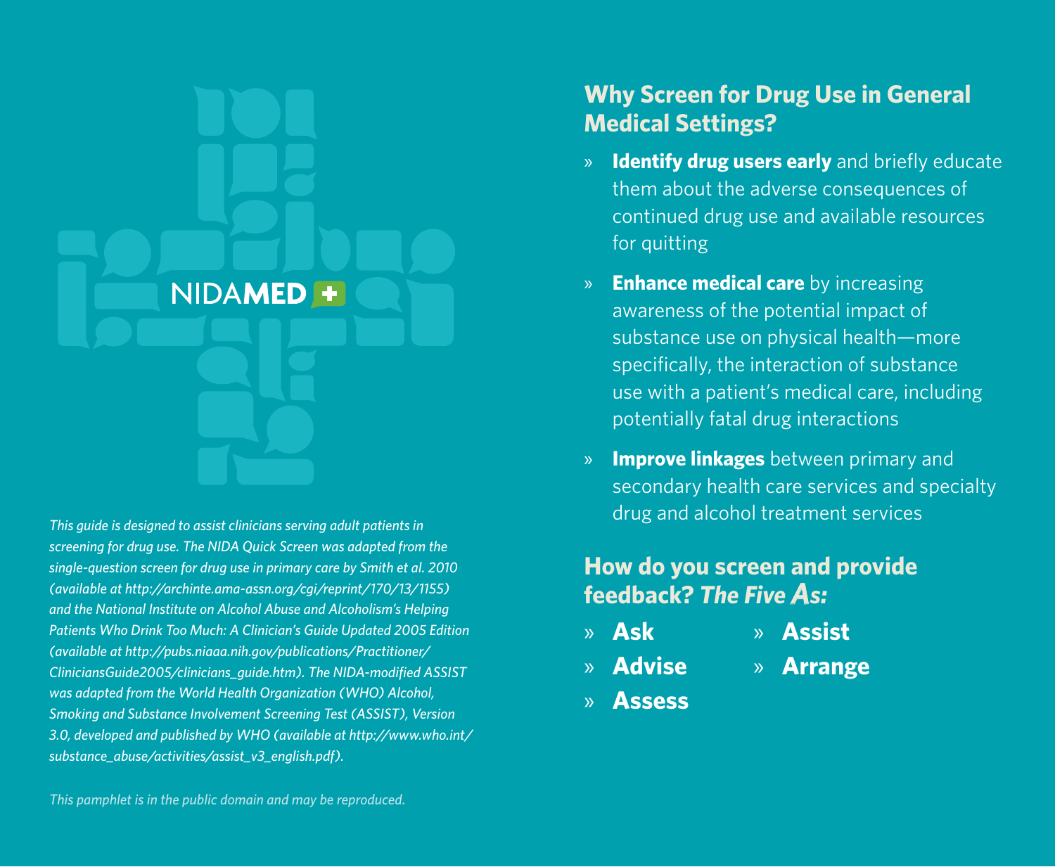NIDAMED

*This guide is designed to assist clinicians serving adult patients in screening for drug use. The NIDA Quick Screen was adapted from the single-question screen for drug use in primary care by Smith et al. 2010 (available at http://archinte.ama-assn.org/cgi/reprint/170/13/1155) and the National Institute on Alcohol Abuse and Alcoholism's Helping Patients Who Drink Too Much: A Clinician's Guide Updated 2005 Edition (available at http://pubs.niaaa.nih.gov/publications/Practitioner/CliniciansGuide2005/clinicians_guide.htm). The NIDA-modified ASSIST was adapted from the World Health Organization (WHO) Alcohol, Smoking and Substance Involvement Screening Test (ASSIST), Version 3.0, developed and published by WHO (available at http://www.who.int/substance_abuse/activities/assist_v3_english.pdf).*

*This pamphlet is in the public domain and may be reproduced.*

## Why Screen for Drug Use in General Medical Settings?

- **Identify drug users early** and briefly educate them about the adverse consequences of continued drug use and available resources for quitting
- **Enhance medical care** by increasing awareness of the potential impact of substance use on physical health—more specifically, the interaction of substance use with a patient's medical care, including potentially fatal drug interactions
- **Improve linkages** between primary and secondary health care services and specialty drug and alcohol treatment services

## How do you screen and provide feedback? *The Five As:*

- **Ask**
- **Advise**
- **Assess**
- **Assist**
- **Arrange**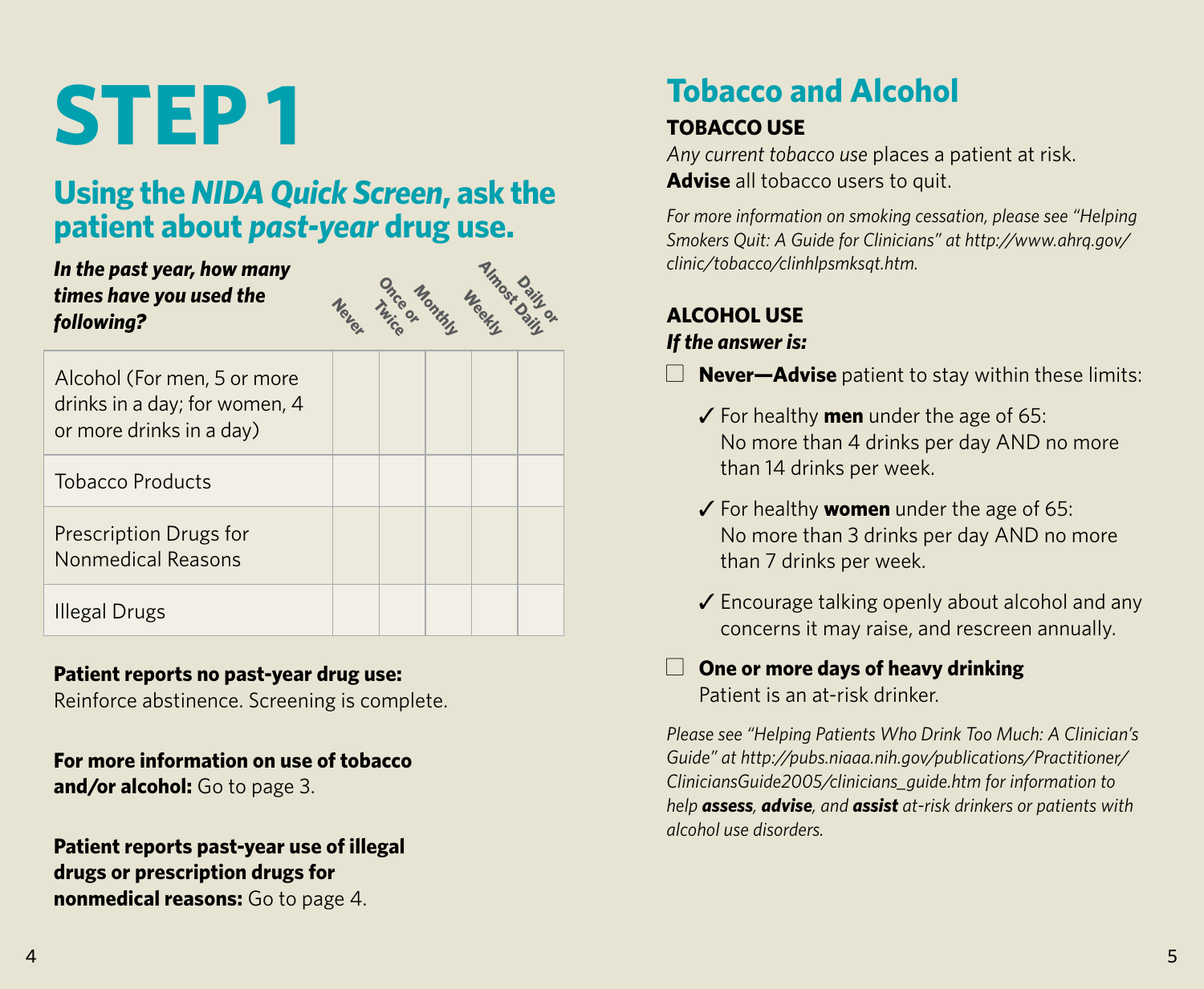# STEP 1

## Using the *NIDA Quick Screen*, ask the patient about *past-year* drug use.

| ***In the past year, how many times have you used the following?*** | Never | Once or Twice | Monthly | Weekly | Daily or Almost Daily |
|---|---|---|---|---|---|
| Alcohol (For men, 5 or more drinks in a day; for women, 4 or more drinks in a day) | | | | | |
| Tobacco Products | | | | | |
| Prescription Drugs for Nonmedical Reasons | | | | | |
| Illegal Drugs | | | | | |

**Patient reports no past-year drug use:** Reinforce abstinence. Screening is complete.

**For more information on use of tobacco and/or alcohol:** Go to page 3.

**Patient reports past-year use of illegal drugs or prescription drugs for nonmedical reasons:** Go to page 4.

## Tobacco and Alcohol

### TOBACCO USE

*Any current tobacco use* places a patient at risk. **Advise** all tobacco users to quit.

*For more information on smoking cessation, please see "Helping Smokers Quit: A Guide for Clinicians" at http://www.ahrq.gov/clinic/tobacco/clinhlpsmksqt.htm.*

### ALCOHOL USE

***If the answer is:***

☐ **Never—Advise** patient to stay within these limits:

- ✓ For healthy **men** under the age of 65: No more than 4 drinks per day AND no more than 14 drinks per week.
- ✓ For healthy **women** under the age of 65: No more than 3 drinks per day AND no more than 7 drinks per week.
- ✓ Encourage talking openly about alcohol and any concerns it may raise, and rescreen annually.

☐ **One or more days of heavy drinking** Patient is an at-risk drinker.

*Please see "Helping Patients Who Drink Too Much: A Clinician's Guide" at http://pubs.niaaa.nih.gov/publications/Practitioner/CliniciansGuide2005/clinicians_guide.htm for information to help* ***assess***, ***advise***, *and* ***assist*** *at-risk drinkers or patients with alcohol use disorders.*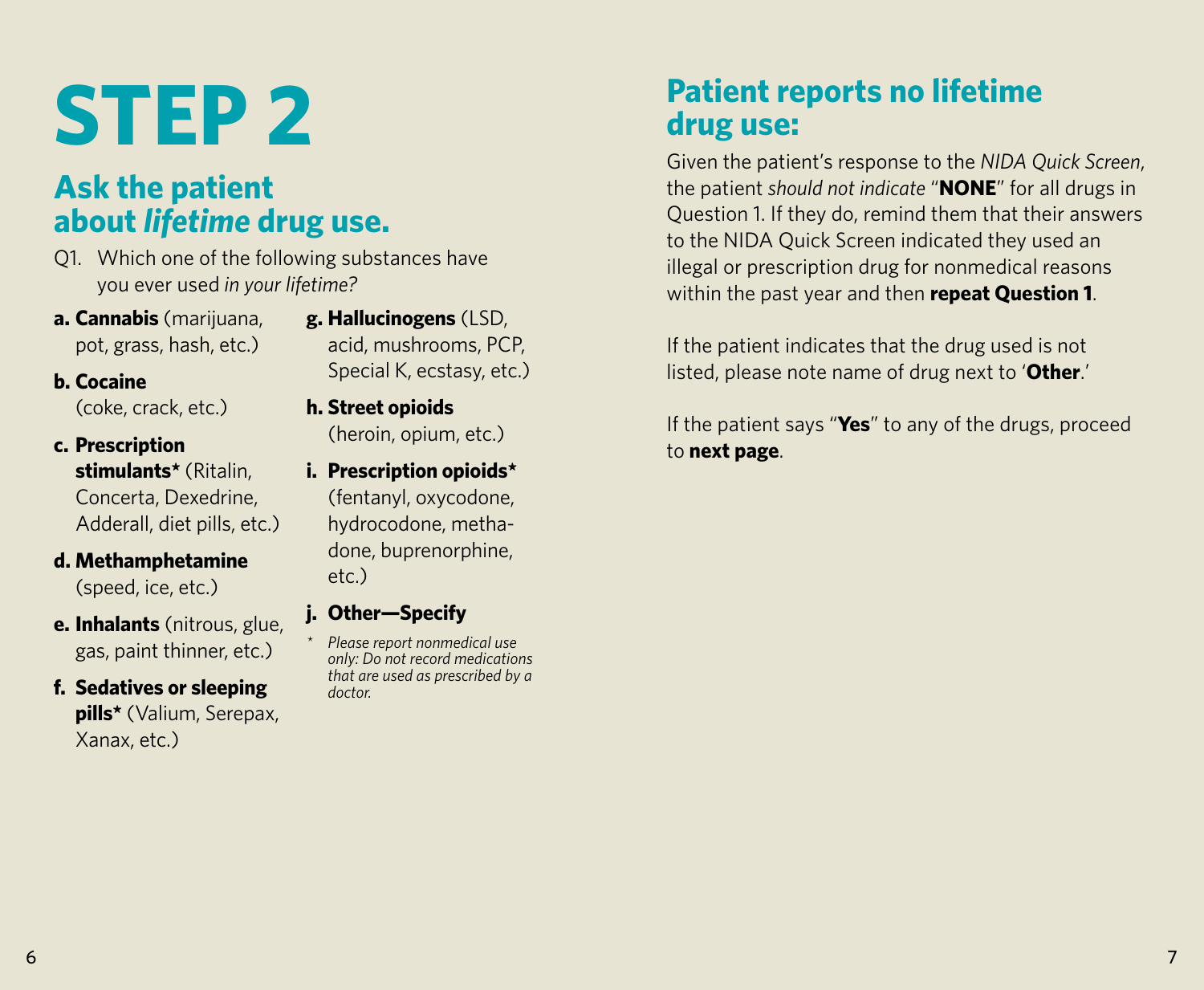# STEP 2

## Ask the patient about *lifetime* drug use.

Q1. Which one of the following substances have you ever used *in your lifetime?*

a. **Cannabis** (marijuana, pot, grass, hash, etc.)

b. **Cocaine** (coke, crack, etc.)

c. **Prescription stimulants*** (Ritalin, Concerta, Dexedrine, Adderall, diet pills, etc.)

d. **Methamphetamine** (speed, ice, etc.)

e. **Inhalants** (nitrous, glue, gas, paint thinner, etc.)

f. **Sedatives or sleeping pills*** (Valium, Serepax, Xanax, etc.)

g. **Hallucinogens** (LSD, acid, mushrooms, PCP, Special K, ecstasy, etc.)

h. **Street opioids** (heroin, opium, etc.)

i. **Prescription opioids*** (fentanyl, oxycodone, hydrocodone, methadone, buprenorphine, etc.)

j. **Other—Specify**

\* *Please report nonmedical use only: Do not record medications that are used as prescribed by a doctor.*

## Patient reports no lifetime drug use:

Given the patient's response to the *NIDA Quick Screen*, the patient *should not indicate* "**NONE**" for all drugs in Question 1. If they do, remind them that their answers to the NIDA Quick Screen indicated they used an illegal or prescription drug for nonmedical reasons within the past year and then **repeat Question 1**.

If the patient indicates that the drug used is not listed, please note name of drug next to '**Other**.'

If the patient says "**Yes**" to any of the drugs, proceed to **next page**.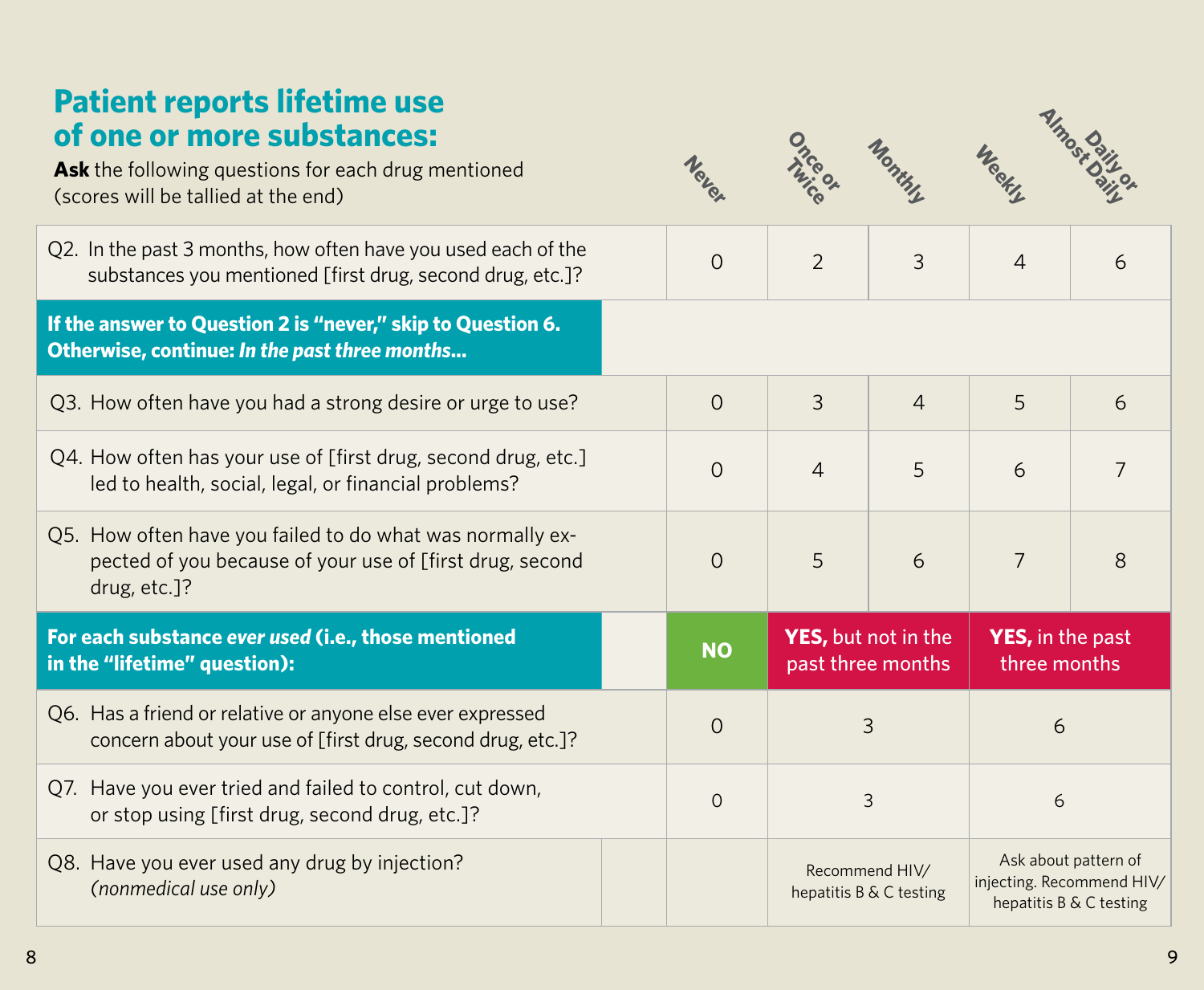## Patient reports lifetime use of one or more substances:

**Ask** the following questions for each drug mentioned (scores will be tallied at the end)

| | Never | Once or Twice | Monthly | Weekly | Daily or Almost Daily |
|---|---|---|---|---|---|
| Q2. In the past 3 months, how often have you used each of the substances you mentioned [first drug, second drug, etc.]? | 0 | 2 | 3 | 4 | 6 |
| **If the answer to Question 2 is "never," skip to Question 6. Otherwise, continue: *In the past three months*...** | | | | | |
| Q3. How often have you had a strong desire or urge to use? | 0 | 3 | 4 | 5 | 6 |
| Q4. How often has your use of [first drug, second drug, etc.] led to health, social, legal, or financial problems? | 0 | 4 | 5 | 6 | 7 |
| Q5. How often have you failed to do what was normally expected of you because of your use of [first drug, second drug, etc.]? | 0 | 5 | 6 | 7 | 8 |

| **For each substance *ever used* (i.e., those mentioned in the "lifetime" question):** | **NO** | **YES,** but not in the past three months | **YES,** in the past three months |
|---|---|---|---|
| Q6. Has a friend or relative or anyone else ever expressed concern about your use of [first drug, second drug, etc.]? | 0 | 3 | 6 |
| Q7. Have you ever tried and failed to control, cut down, or stop using [first drug, second drug, etc.]? | 0 | 3 | 6 |
| Q8. Have you ever used any drug by injection? *(nonmedical use only)* | | Recommend HIV/ hepatitis B & C testing | Ask about pattern of injecting. Recommend HIV/ hepatitis B & C testing |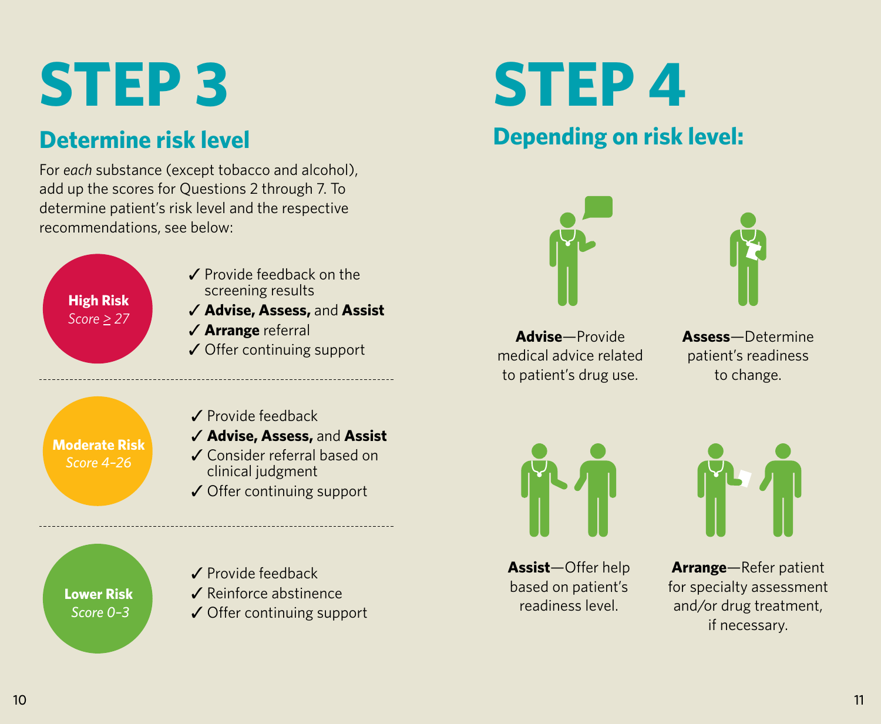# STEP 3

## Determine risk level

For *each* substance (except tobacco and alcohol), add up the scores for Questions 2 through 7. To determine patient's risk level and the respective recommendations, see below:

**High Risk**
*Score ≥ 27*

- ✓ Provide feedback on the screening results
- ✓ **Advise, Assess,** and **Assist**
- ✓ **Arrange** referral
- ✓ Offer continuing support

**Moderate Risk**
*Score 4–26*

- ✓ Provide feedback
- ✓ **Advise, Assess,** and **Assist**
- ✓ Consider referral based on clinical judgment
- ✓ Offer continuing support

**Lower Risk**
*Score 0–3*

- ✓ Provide feedback
- ✓ Reinforce abstinence
- ✓ Offer continuing support

# STEP 4

## Depending on risk level:

**Advise**—Provide medical advice related to patient's drug use.

**Assess**—Determine patient's readiness to change.

**Assist**—Offer help based on patient's readiness level.

**Arrange**—Refer patient for specialty assessment and/or drug treatment, if necessary.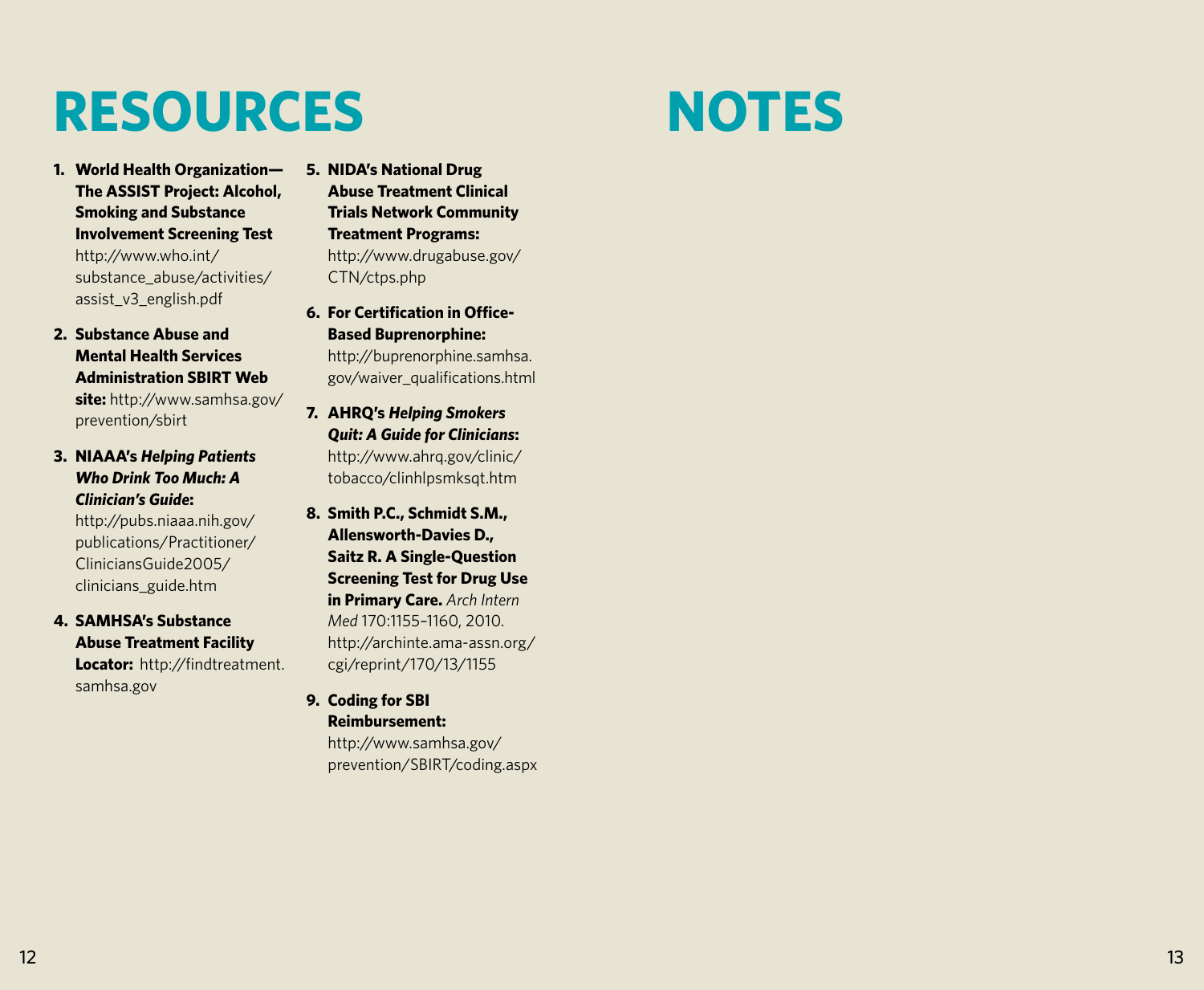# RESOURCES

1. **World Health Organization—The ASSIST Project: Alcohol, Smoking and Substance Involvement Screening Test** http://www.who.int/substance_abuse/activities/assist_v3_english.pdf

2. **Substance Abuse and Mental Health Services Administration SBIRT Web site:** http://www.samhsa.gov/prevention/sbirt

3. **NIAAA's *Helping Patients Who Drink Too Much: A Clinician's Guide*:** http://pubs.niaaa.nih.gov/publications/Practitioner/CliniciansGuide2005/clinicians_guide.htm

4. **SAMHSA's Substance Abuse Treatment Facility Locator:** http://findtreatment.samhsa.gov

5. **NIDA's National Drug Abuse Treatment Clinical Trials Network Community Treatment Programs:** http://www.drugabuse.gov/CTN/ctps.php

6. **For Certification in Office-Based Buprenorphine:** http://buprenorphine.samhsa.gov/waiver_qualifications.html

7. **AHRQ's *Helping Smokers Quit: A Guide for Clinicians*:** http://www.ahrq.gov/clinic/tobacco/clinhlpsmksqt.htm

8. **Smith P.C., Schmidt S.M., Allensworth-Davies D., Saitz R. A Single-Question Screening Test for Drug Use in Primary Care.** *Arch Intern Med* 170:1155–1160, 2010. http://archinte.ama-assn.org/cgi/reprint/170/13/1155

9. **Coding for SBI Reimbursement:** http://www.samhsa.gov/prevention/SBIRT/coding.aspx

# NOTES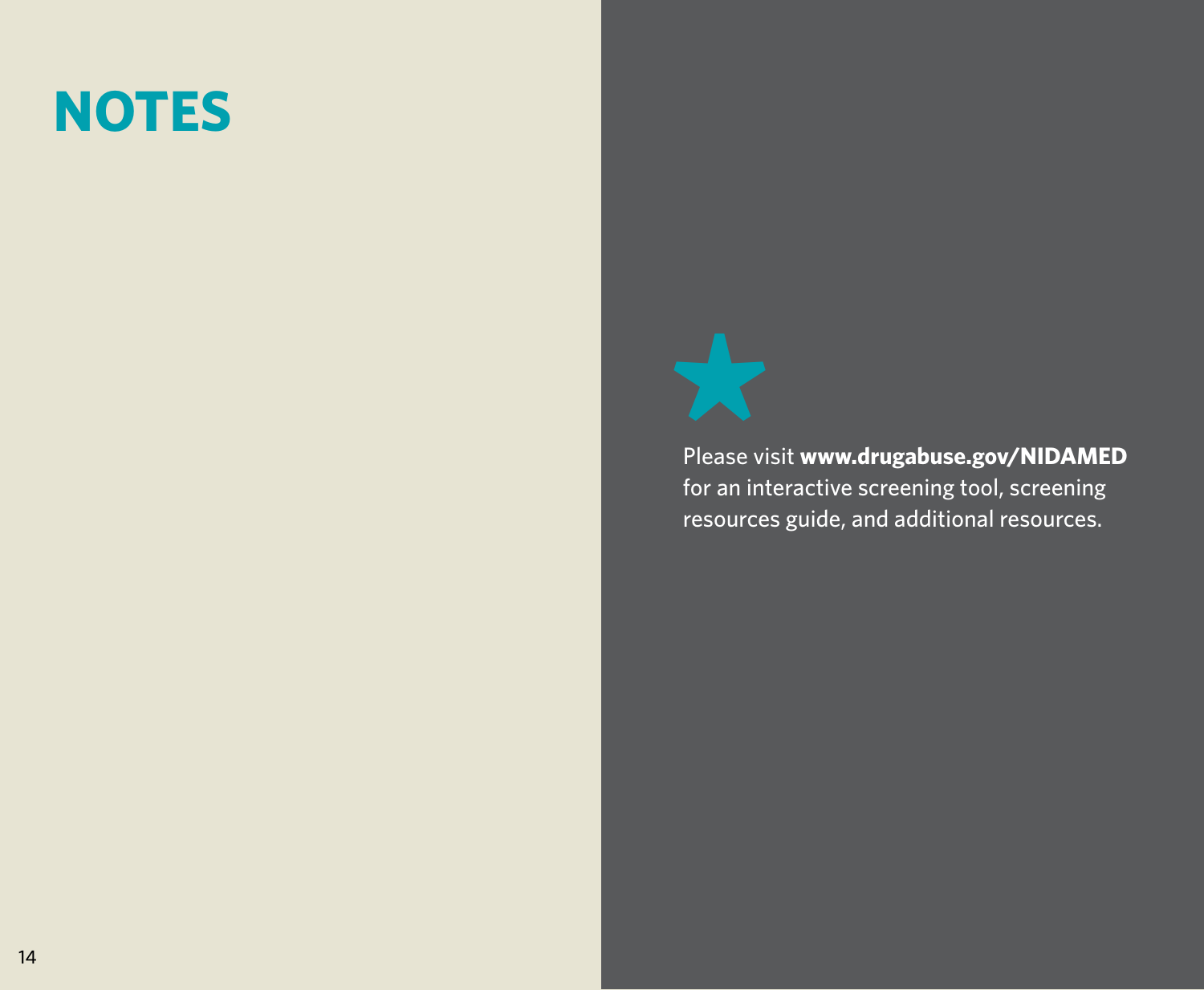# NOTES

Please visit **www.drugabuse.gov/NIDAMED** for an interactive screening tool, screening resources guide, and additional resources.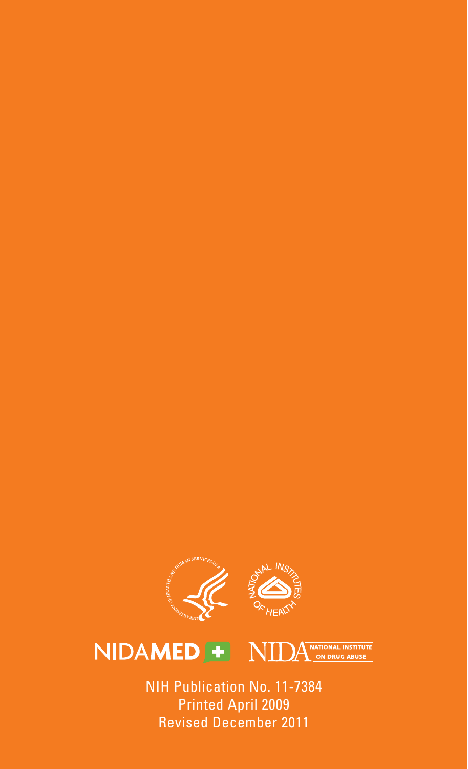NIDAMED NIDA NATIONAL INSTITUTE ON DRUG ABUSE

NIH Publication No. 11-7384
Printed April 2009
Revised December 2011